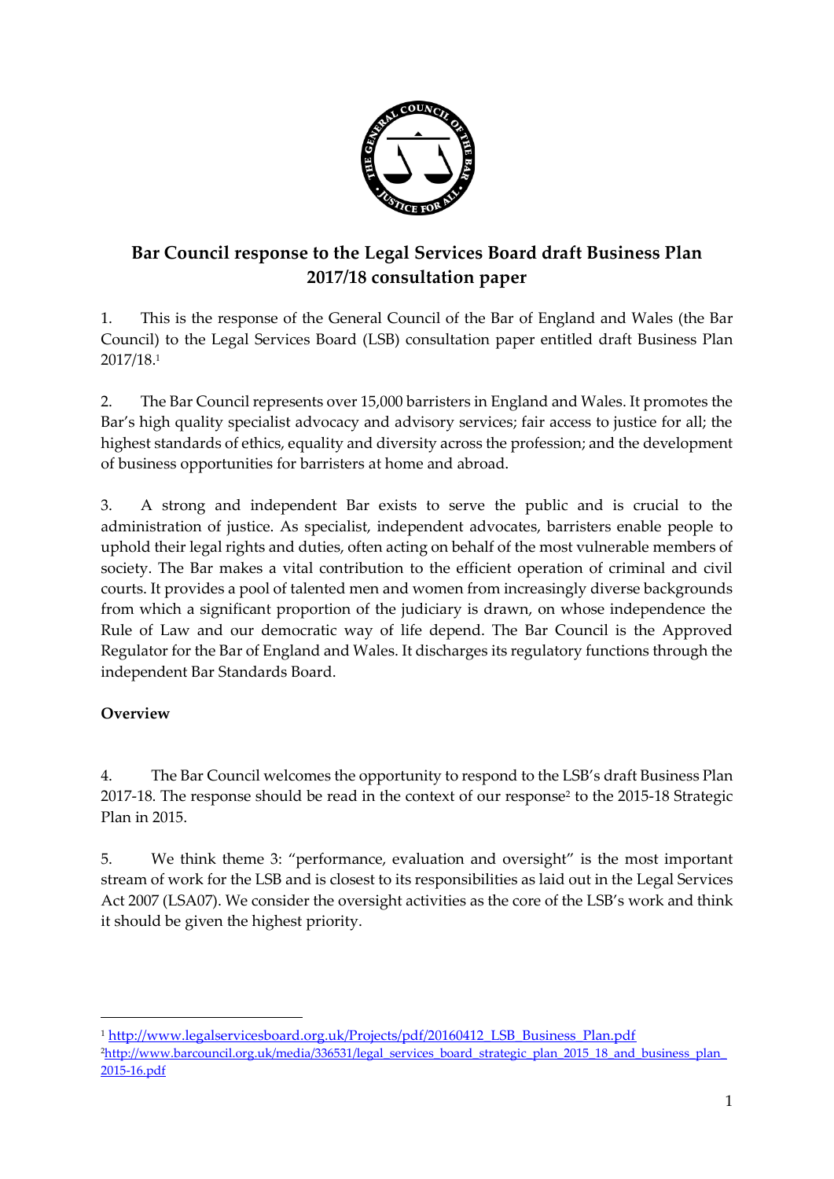# Bar Council response to the Legal Services Board draft Business Plan 2017/18 consultation paper

1. This is the response of the General Council of the Bar of England and Wales (the Bar Council) to the Legal Services Board (LSB) consultation paper entitled draft Business Plan 2017/18.[1]

2. The Bar Council represents over 15,000 barristers in England and Wales. It promotes the Bar's high quality specialist advocacy and advisory services; fair access to justice for all; the highest standards of ethics, equality and diversity across the profession; and the development of business opportunities for barristers at home and abroad.

3. A strong and independent Bar exists to serve the public and is crucial to the administration of justice. As specialist, independent advocates, barristers enable people to uphold their legal rights and duties, often acting on behalf of the most vulnerable members of society. The Bar makes a vital contribution to the efficient operation of criminal and civil courts. It provides a pool of talented men and women from increasingly diverse backgrounds from which a significant proportion of the judiciary is drawn, on whose independence the Rule of Law and our democratic way of life depend. The Bar Council is the Approved Regulator for the Bar of England and Wales. It discharges its regulatory functions through the independent Bar Standards Board.

**Overview**

4. The Bar Council welcomes the opportunity to respond to the LSB's draft Business Plan 2017-18. The response should be read in the context of our response[2] to the 2015-18 Strategic Plan in 2015.

5. We think theme 3: "performance, evaluation and oversight" is the most important stream of work for the LSB and is closest to its responsibilities as laid out in the Legal Services Act 2007 (LSA07). We consider the oversight activities as the core of the LSB's work and think it should be given the highest priority.

---

[1] http://www.legalservicesboard.org.uk/Projects/pdf/20160412_LSB_Business_Plan.pdf

[2] http://www.barcouncil.org.uk/media/336531/legal_services_board_strategic_plan_2015_18_and_business_plan_2015-16.pdf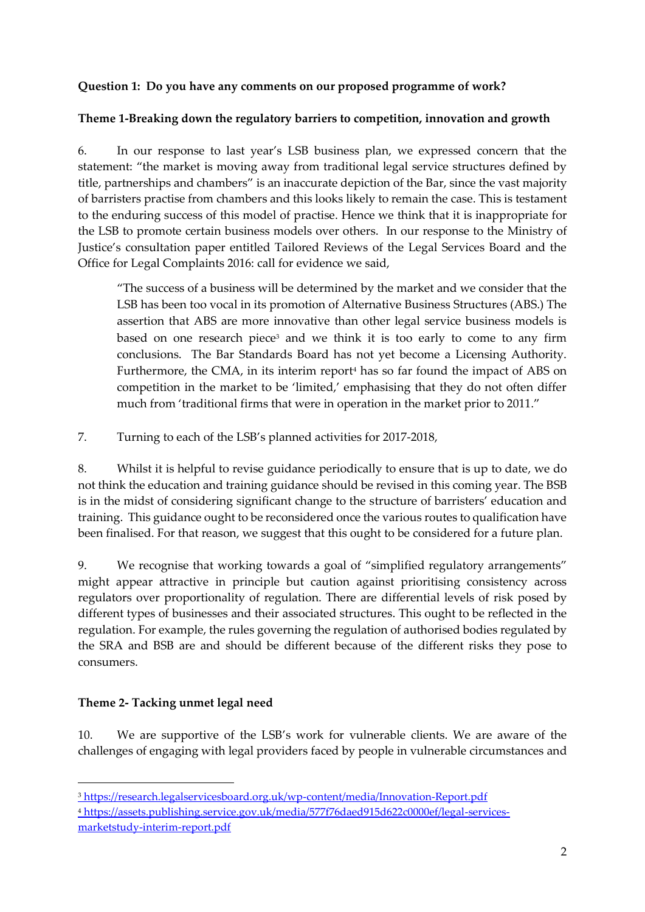**Question 1: Do you have any comments on our proposed programme of work?**

**Theme 1-Breaking down the regulatory barriers to competition, innovation and growth**

6. In our response to last year's LSB business plan, we expressed concern that the statement: "the market is moving away from traditional legal service structures defined by title, partnerships and chambers" is an inaccurate depiction of the Bar, since the vast majority of barristers practise from chambers and this looks likely to remain the case. This is testament to the enduring success of this model of practise. Hence we think that it is inappropriate for the LSB to promote certain business models over others. In our response to the Ministry of Justice's consultation paper entitled Tailored Reviews of the Legal Services Board and the Office for Legal Complaints 2016: call for evidence we said,

> "The success of a business will be determined by the market and we consider that the LSB has been too vocal in its promotion of Alternative Business Structures (ABS.) The assertion that ABS are more innovative than other legal service business models is based on one research piece[3] and we think it is too early to come to any firm conclusions. The Bar Standards Board has not yet become a Licensing Authority. Furthermore, the CMA, in its interim report[4] has so far found the impact of ABS on competition in the market to be 'limited,' emphasising that they do not often differ much from 'traditional firms that were in operation in the market prior to 2011."

7. Turning to each of the LSB's planned activities for 2017-2018,

8. Whilst it is helpful to revise guidance periodically to ensure that is up to date, we do not think the education and training guidance should be revised in this coming year. The BSB is in the midst of considering significant change to the structure of barristers' education and training. This guidance ought to be reconsidered once the various routes to qualification have been finalised. For that reason, we suggest that this ought to be considered for a future plan.

9. We recognise that working towards a goal of "simplified regulatory arrangements" might appear attractive in principle but caution against prioritising consistency across regulators over proportionality of regulation. There are differential levels of risk posed by different types of businesses and their associated structures. This ought to be reflected in the regulation. For example, the rules governing the regulation of authorised bodies regulated by the SRA and BSB are and should be different because of the different risks they pose to consumers.

**Theme 2- Tacking unmet legal need**

10. We are supportive of the LSB's work for vulnerable clients. We are aware of the challenges of engaging with legal providers faced by people in vulnerable circumstances and

---

[3] https://research.legalservicesboard.org.uk/wp-content/media/Innovation-Report.pdf

[4] https://assets.publishing.service.gov.uk/media/577f76daed915d622c0000ef/legal-services-marketstudy-interim-report.pdf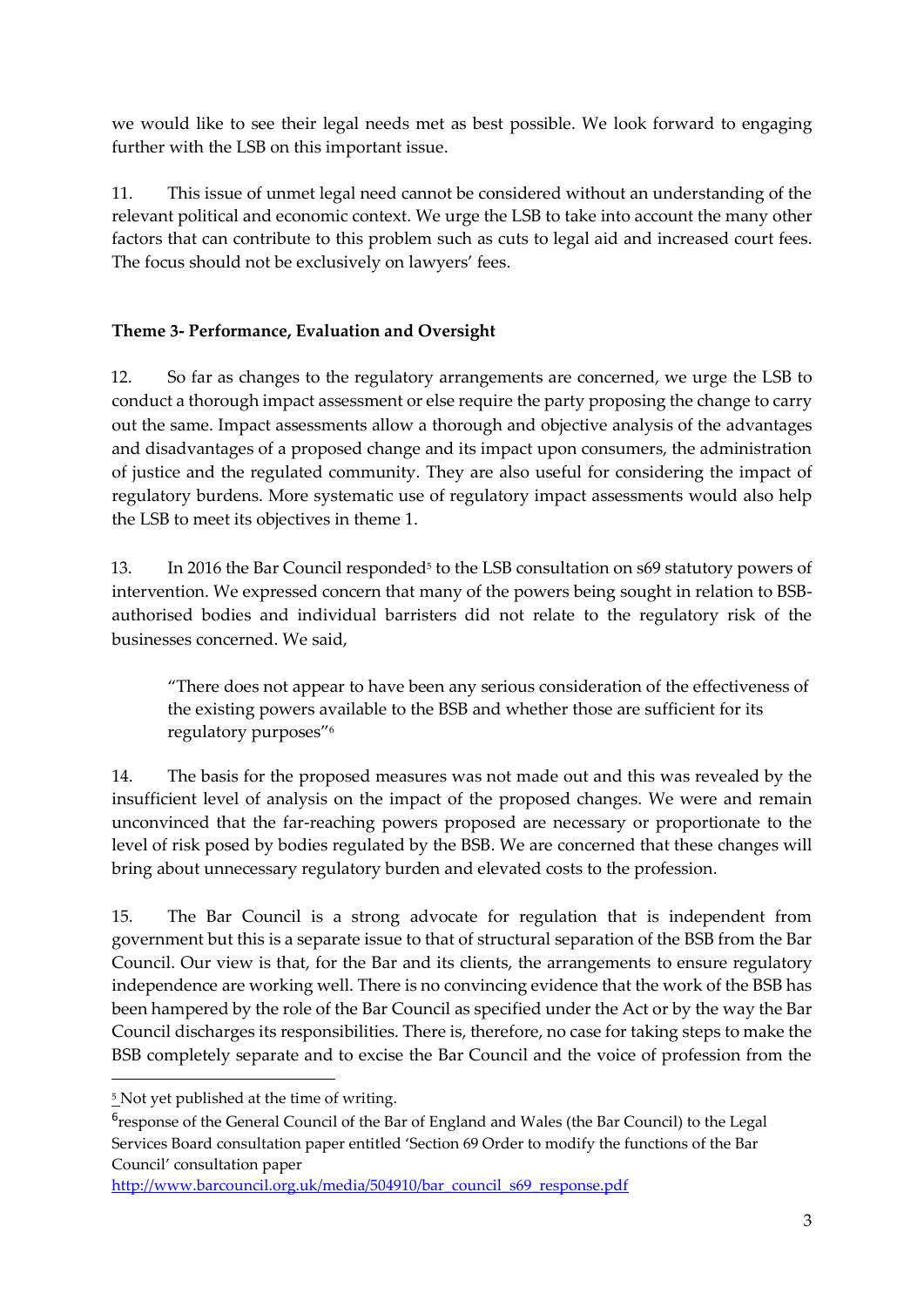we would like to see their legal needs met as best possible. We look forward to engaging further with the LSB on this important issue.

11. This issue of unmet legal need cannot be considered without an understanding of the relevant political and economic context. We urge the LSB to take into account the many other factors that can contribute to this problem such as cuts to legal aid and increased court fees. The focus should not be exclusively on lawyers' fees.

**Theme 3- Performance, Evaluation and Oversight**

12. So far as changes to the regulatory arrangements are concerned, we urge the LSB to conduct a thorough impact assessment or else require the party proposing the change to carry out the same. Impact assessments allow a thorough and objective analysis of the advantages and disadvantages of a proposed change and its impact upon consumers, the administration of justice and the regulated community. They are also useful for considering the impact of regulatory burdens. More systematic use of regulatory impact assessments would also help the LSB to meet its objectives in theme 1.

13. In 2016 the Bar Council responded[5] to the LSB consultation on s69 statutory powers of intervention. We expressed concern that many of the powers being sought in relation to BSB-authorised bodies and individual barristers did not relate to the regulatory risk of the businesses concerned. We said,

> "There does not appear to have been any serious consideration of the effectiveness of the existing powers available to the BSB and whether those are sufficient for its regulatory purposes"[6]

14. The basis for the proposed measures was not made out and this was revealed by the insufficient level of analysis on the impact of the proposed changes. We were and remain unconvinced that the far-reaching powers proposed are necessary or proportionate to the level of risk posed by bodies regulated by the BSB. We are concerned that these changes will bring about unnecessary regulatory burden and elevated costs to the profession.

15. The Bar Council is a strong advocate for regulation that is independent from government but this is a separate issue to that of structural separation of the BSB from the Bar Council. Our view is that, for the Bar and its clients, the arrangements to ensure regulatory independence are working well. There is no convincing evidence that the work of the BSB has been hampered by the role of the Bar Council as specified under the Act or by the way the Bar Council discharges its responsibilities. There is, therefore, no case for taking steps to make the BSB completely separate and to excise the Bar Council and the voice of profession from the

---

[5] Not yet published at the time of writing.

[6] response of the General Council of the Bar of England and Wales (the Bar Council) to the Legal Services Board consultation paper entitled 'Section 69 Order to modify the functions of the Bar Council' consultation paper http://www.barcouncil.org.uk/media/504910/bar_council_s69_response.pdf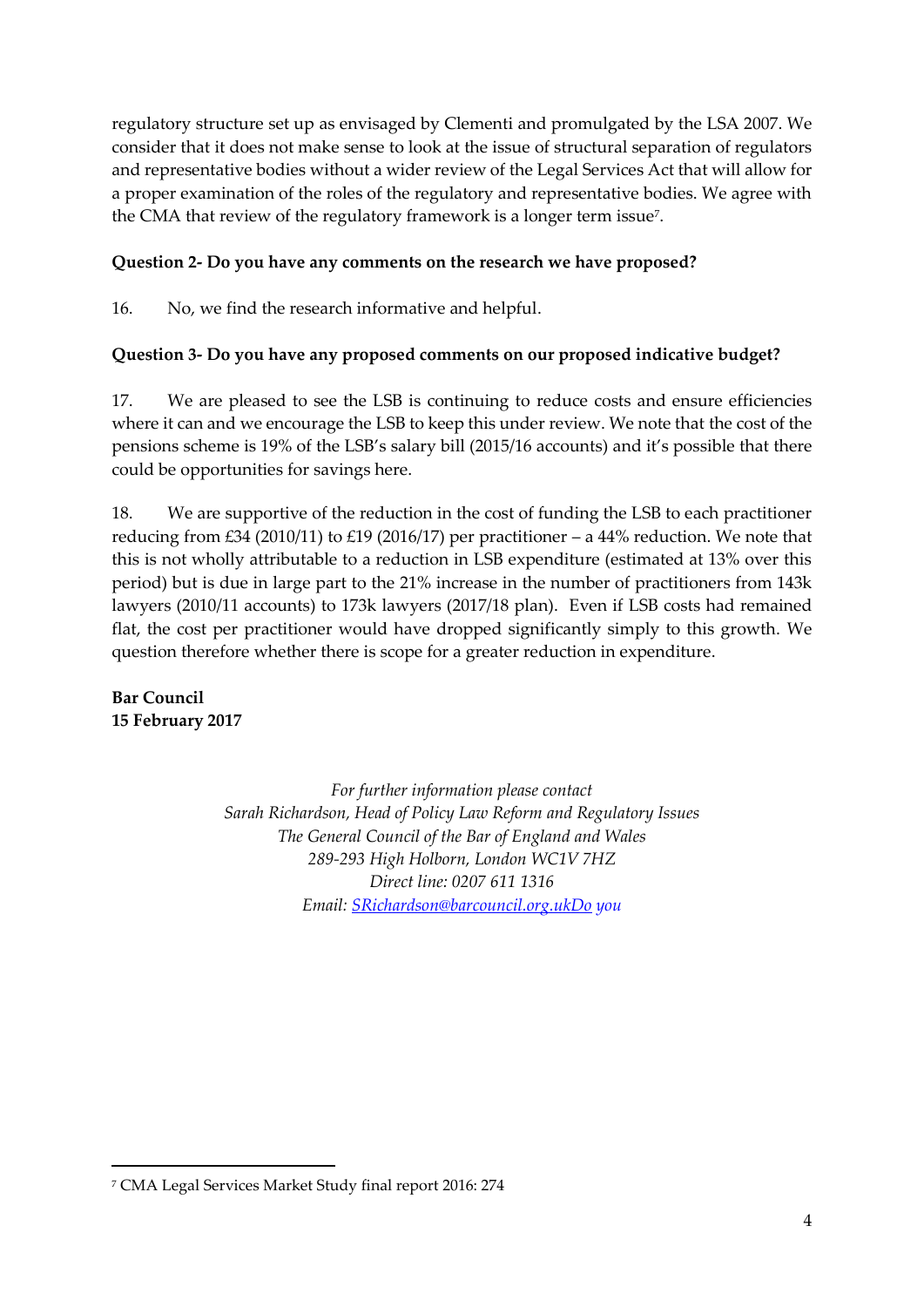regulatory structure set up as envisaged by Clementi and promulgated by the LSA 2007. We consider that it does not make sense to look at the issue of structural separation of regulators and representative bodies without a wider review of the Legal Services Act that will allow for a proper examination of the roles of the regulatory and representative bodies. We agree with the CMA that review of the regulatory framework is a longer term issue[7].

**Question 2- Do you have any comments on the research we have proposed?**

16. No, we find the research informative and helpful.

**Question 3- Do you have any proposed comments on our proposed indicative budget?**

17. We are pleased to see the LSB is continuing to reduce costs and ensure efficiencies where it can and we encourage the LSB to keep this under review. We note that the cost of the pensions scheme is 19% of the LSB's salary bill (2015/16 accounts) and it's possible that there could be opportunities for savings here.

18. We are supportive of the reduction in the cost of funding the LSB to each practitioner reducing from £34 (2010/11) to £19 (2016/17) per practitioner – a 44% reduction. We note that this is not wholly attributable to a reduction in LSB expenditure (estimated at 13% over this period) but is due in large part to the 21% increase in the number of practitioners from 143k lawyers (2010/11 accounts) to 173k lawyers (2017/18 plan). Even if LSB costs had remained flat, the cost per practitioner would have dropped significantly simply to this growth. We question therefore whether there is scope for a greater reduction in expenditure.

**Bar Council**
**15 February 2017**

*For further information please contact*
*Sarah Richardson, Head of Policy Law Reform and Regulatory Issues*
*The General Council of the Bar of England and Wales*
*289-293 High Holborn, London WC1V 7HZ*
*Direct line: 0207 611 1316*
*Email: SRichardson@barcouncil.org.ukDo you*

[7] CMA Legal Services Market Study final report 2016: 274